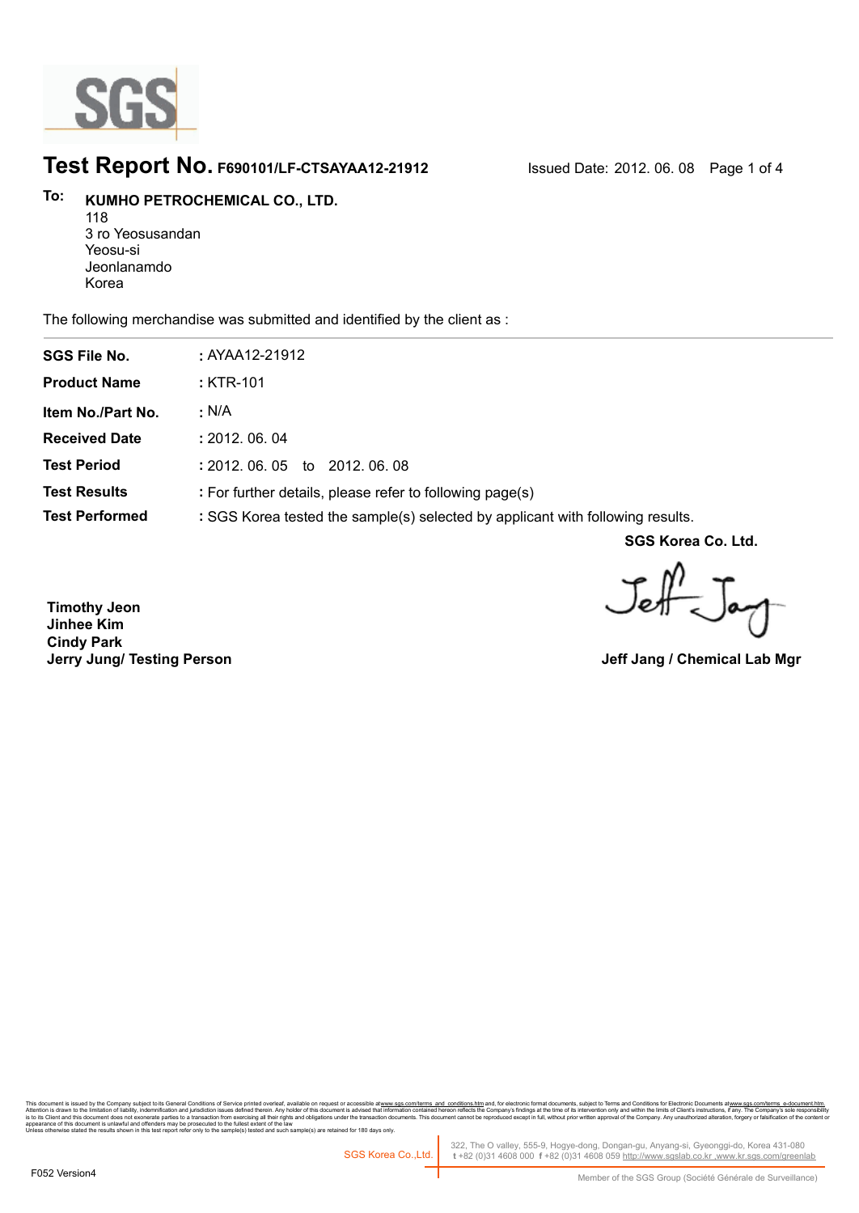# Test Report No. F690101/LF-CTSAYAA12-21912

Issued Date: 2012. 06. 08

**To:** **KUMHO PETROCHEMICAL CO., LTD.**
118
3 ro Yeosusandan
Yeosu-si
Jeonlanamdo
Korea

The following merchandise was submitted and identified by the client as :

| | |
|---|---|
| **SGS File No.** | : AYAA12-21912 |
| **Product Name** | : KTR-101 |
| **Item No./Part No.** | : N/A |
| **Received Date** | : 2012. 06. 04 |
| **Test Period** | : 2012. 06. 05 to 2012. 06. 08 |
| **Test Results** | : For further details, please refer to following page(s) |
| **Test Performed** | : SGS Korea tested the sample(s) selected by applicant with following results. |

**SGS Korea Co. Ltd.**

**Timothy Jeon**
**Jinhee Kim**
**Cindy Park**
**Jerry Jung/ Testing Person**

**Jeff Jang / Chemical Lab Mgr**

This document is issued by the Company subject to its General Conditions of Service printed overleaf, available on request or accessible at www.sgs.com/terms_and_conditions.htm and, for electronic format documents, subject to Terms and Conditions for Electronic Documents at www.sgs.com/terms_e-document.htm. Attention is drawn to the limitation of liability, indemnification and jurisdiction issues defined therein. Any holder of this document is advised that information contained hereon reflects the Company's findings at the time of its intervention only and within the limits of Client's instructions, if any. The Company's sole responsibility is to its Client and this document does not exonerate parties to a transaction from exercising all their rights and obligations under the transaction documents. This document cannot be reproduced except in full, without prior written approval of the Company. Any unauthorized alteration, forgery or falsification of the content or appearance of this document is unlawful and offenders may be prosecuted to the fullest extent of the law.
Unless otherwise stated the results shown in this test report refer only to the sample(s) tested and such sample(s) are retained for 180 days only.

SGS Korea Co.,Ltd. 322, The O valley, 555-9, Hogye-dong, Dongan-gu, Anyang-si, Gyeonggi-do, Korea 431-080
t +82 (0)31 4608 000 f +82 (0)31 4608 059 http://www.sgslab.co.kr ,www.kr.sgs.com/greenlab

F052 Version4

Member of the SGS Group (Société Générale de Surveillance)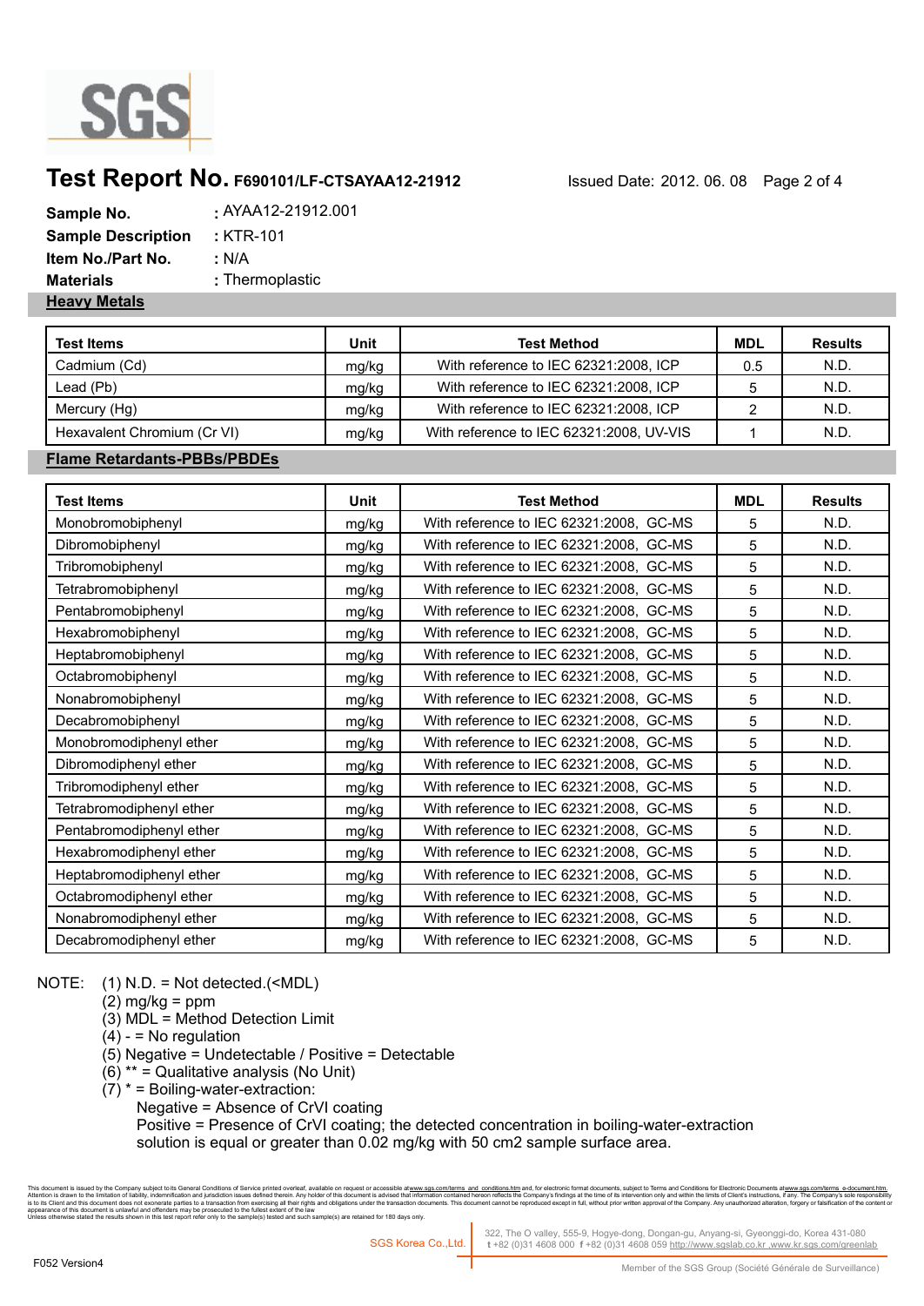# Test Report No. F690101/LF-CTSAYAA12-21912

Issued Date: 2012. 06. 08

**Sample No.** : AYAA12-21912.001
**Sample Description** : KTR-101
**Item No./Part No.** : N/A
**Materials** : Thermoplastic

## Heavy Metals

| Test Items | Unit | Test Method | MDL | Results |
|---|---|---|---|---|
| Cadmium (Cd) | mg/kg | With reference to IEC 62321:2008, ICP | 0.5 | N.D. |
| Lead (Pb) | mg/kg | With reference to IEC 62321:2008, ICP | 5 | N.D. |
| Mercury (Hg) | mg/kg | With reference to IEC 62321:2008, ICP | 2 | N.D. |
| Hexavalent Chromium (Cr VI) | mg/kg | With reference to IEC 62321:2008, UV-VIS | 1 | N.D. |

## Flame Retardants-PBBs/PBDEs

| Test Items | Unit | Test Method | MDL | Results |
|---|---|---|---|---|
| Monobromobiphenyl | mg/kg | With reference to IEC 62321:2008, GC-MS | 5 | N.D. |
| Dibromobiphenyl | mg/kg | With reference to IEC 62321:2008, GC-MS | 5 | N.D. |
| Tribromobiphenyl | mg/kg | With reference to IEC 62321:2008, GC-MS | 5 | N.D. |
| Tetrabromobiphenyl | mg/kg | With reference to IEC 62321:2008, GC-MS | 5 | N.D. |
| Pentabromobiphenyl | mg/kg | With reference to IEC 62321:2008, GC-MS | 5 | N.D. |
| Hexabromobiphenyl | mg/kg | With reference to IEC 62321:2008, GC-MS | 5 | N.D. |
| Heptabromobiphenyl | mg/kg | With reference to IEC 62321:2008, GC-MS | 5 | N.D. |
| Octabromobiphenyl | mg/kg | With reference to IEC 62321:2008, GC-MS | 5 | N.D. |
| Nonabromobiphenyl | mg/kg | With reference to IEC 62321:2008, GC-MS | 5 | N.D. |
| Decabromobiphenyl | mg/kg | With reference to IEC 62321:2008, GC-MS | 5 | N.D. |
| Monobromodiphenyl ether | mg/kg | With reference to IEC 62321:2008, GC-MS | 5 | N.D. |
| Dibromodiphenyl ether | mg/kg | With reference to IEC 62321:2008, GC-MS | 5 | N.D. |
| Tribromodiphenyl ether | mg/kg | With reference to IEC 62321:2008, GC-MS | 5 | N.D. |
| Tetrabromodiphenyl ether | mg/kg | With reference to IEC 62321:2008, GC-MS | 5 | N.D. |
| Pentabromodiphenyl ether | mg/kg | With reference to IEC 62321:2008, GC-MS | 5 | N.D. |
| Hexabromodiphenyl ether | mg/kg | With reference to IEC 62321:2008, GC-MS | 5 | N.D. |
| Heptabromodiphenyl ether | mg/kg | With reference to IEC 62321:2008, GC-MS | 5 | N.D. |
| Octabromodiphenyl ether | mg/kg | With reference to IEC 62321:2008, GC-MS | 5 | N.D. |
| Nonabromodiphenyl ether | mg/kg | With reference to IEC 62321:2008, GC-MS | 5 | N.D. |
| Decabromodiphenyl ether | mg/kg | With reference to IEC 62321:2008, GC-MS | 5 | N.D. |

NOTE:
(1) N.D. = Not detected.(<MDL)
(2) mg/kg = ppm
(3) MDL = Method Detection Limit
(4) - = No regulation
(5) Negative = Undetectable / Positive = Detectable
(6) ** = Qualitative analysis (No Unit)
(7) * = Boiling-water-extraction:
Negative = Absence of CrVI coating
Positive = Presence of CrVI coating; the detected concentration in boiling-water-extraction solution is equal or greater than 0.02 mg/kg with 50 cm2 sample surface area.

This document is issued by the Company subject to its General Conditions of Service printed overleaf, available on request or accessible at www.sgs.com/terms_and_conditions.htm and, for electronic format documents, subject to Terms and Conditions for Electronic Documents at www.sgs.com/terms_e-document.htm. Attention is drawn to the limitation of liability, indemnification and jurisdiction issues defined therein. Any holder of this document is advised that information contained hereon reflects the Company's findings at the time of its intervention only and within the limits of Client's instructions, if any. The Company's sole responsibility is to its Client and this document does not exonerate parties to a transaction from exercising all their rights and obligations under the transaction documents. This document cannot be reproduced except in full, without prior written approval of the Company. Any unauthorized alteration, forgery or falsification of the content or appearance of this document is unlawful and offenders may be prosecuted to the fullest extent of the law.
Unless otherwise stated the results shown in this test report refer only to the sample(s) tested and such sample(s) are retained for 180 days only.

SGS Korea Co.,Ltd. | 322, The O valley, 555-9, Hogye-dong, Dongan-gu, Anyang-si, Gyeonggi-do, Korea 431-080
t +82 (0)31 4608 000 f +82 (0)31 4608 059 http://www.sgslab.co.kr ,www.kr.sgs.com/greenlab

F052 Version4

Member of the SGS Group (Société Générale de Surveillance)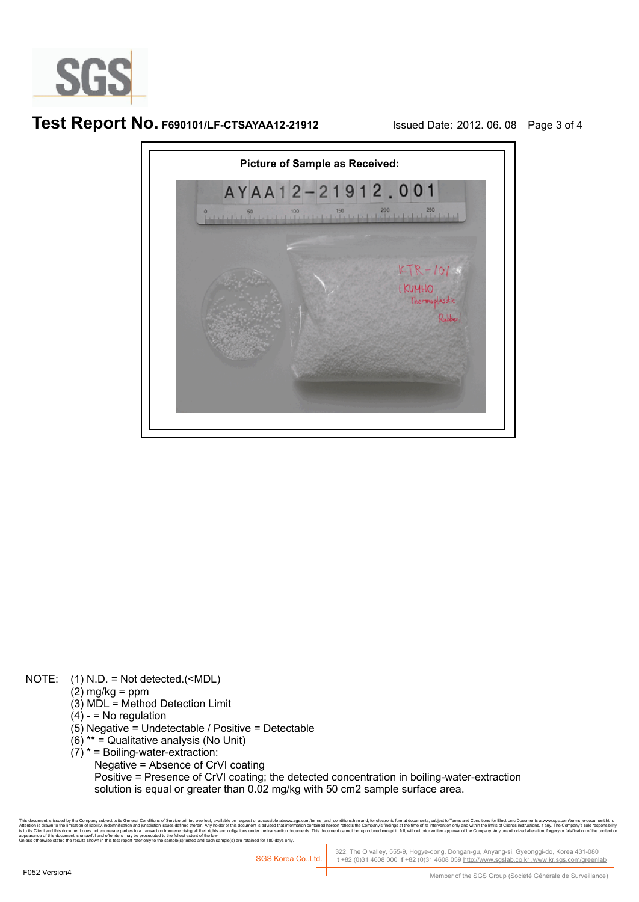# Test Report No. F690101/LF-CTSAYAA12-21912

Issued Date: 2012. 06. 08

**Picture of Sample as Received:**

NOTE: (1) N.D. = Not detected.(<MDL)

(2) mg/kg = ppm

(3) MDL = Method Detection Limit

(4) - = No regulation

(5) Negative = Undetectable / Positive = Detectable

(6) ** = Qualitative analysis (No Unit)

(7) * = Boiling-water-extraction:

Negative = Absence of CrVI coating

Positive = Presence of CrVI coating; the detected concentration in boiling-water-extraction solution is equal or greater than 0.02 mg/kg with 50 cm2 sample surface area.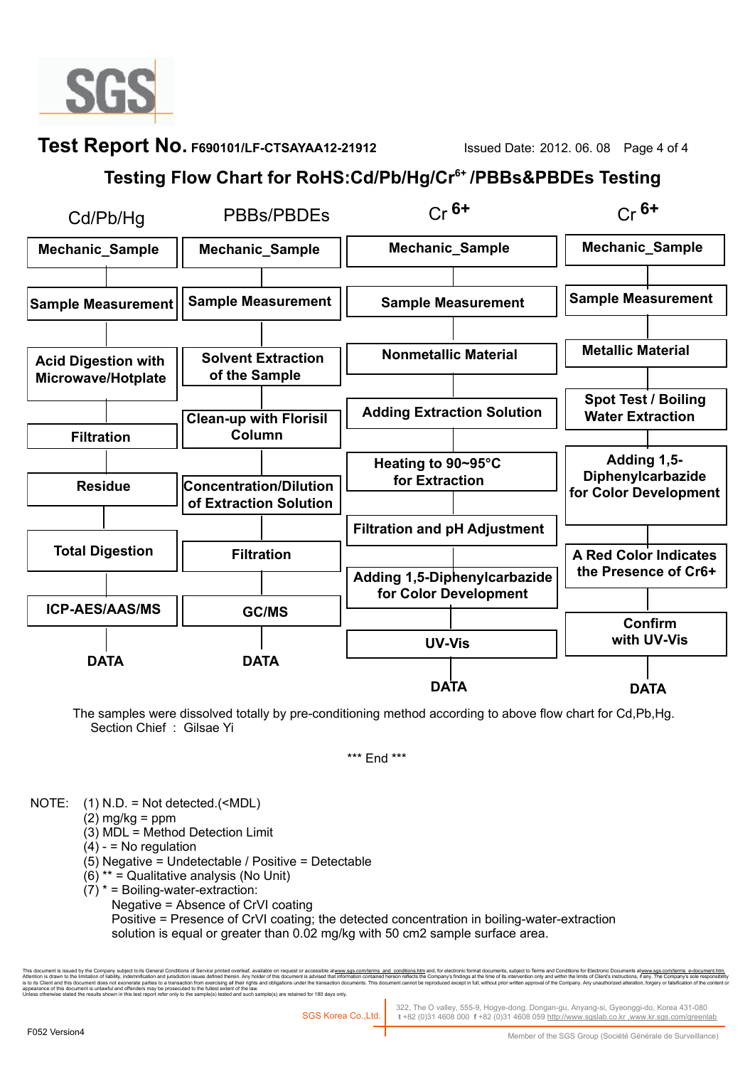# Test Report No. F690101/LF-CTSAYAA12-21912

Issued Date: 2012. 06. 08

## Testing Flow Chart for RoHS:Cd/Pb/Hg/$Cr^{6+}$ /PBBs&PBDEs Testing

**Cd/Pb/Hg**

Mechanic_Sample → Sample Measurement → Acid Digestion with Microwave/Hotplate → Filtration → Residue → Total Digestion → ICP-AES/AAS/MS → DATA

**PBBs/PBDEs**

Mechanic_Sample → Sample Measurement → Solvent Extraction of the Sample → Clean-up with Florisil Column → Concentration/Dilution of Extraction Solution → Filtration → GC/MS → DATA

**$Cr^{6+}$**

Mechanic_Sample → Sample Measurement → Nonmetallic Material → Adding Extraction Solution → Heating to 90~95°C for Extraction → Filtration and pH Adjustment → Adding 1,5-Diphenylcarbazide for Color Development → UV-Vis → DATA

**$Cr^{6+}$**

Mechanic_Sample → Sample Measurement → Metallic Material → Spot Test / Boiling Water Extraction → Adding 1,5-Diphenylcarbazide for Color Development → A Red Color Indicates the Presence of Cr6+ → Confirm with UV-Vis → DATA

The samples were dissolved totally by pre-conditioning method according to above flow chart for Cd,Pb,Hg.

Section Chief : Gilsae Yi

\*** End \***

NOTE:
(1) N.D. = Not detected.(<MDL)
(2) mg/kg = ppm
(3) MDL = Method Detection Limit
(4) - = No regulation
(5) Negative = Undetectable / Positive = Detectable
(6) ** = Qualitative analysis (No Unit)
(7) * = Boiling-water-extraction:
Negative = Absence of CrVI coating
Positive = Presence of CrVI coating; the detected concentration in boiling-water-extraction solution is equal or greater than 0.02 mg/kg with 50 cm2 sample surface area.